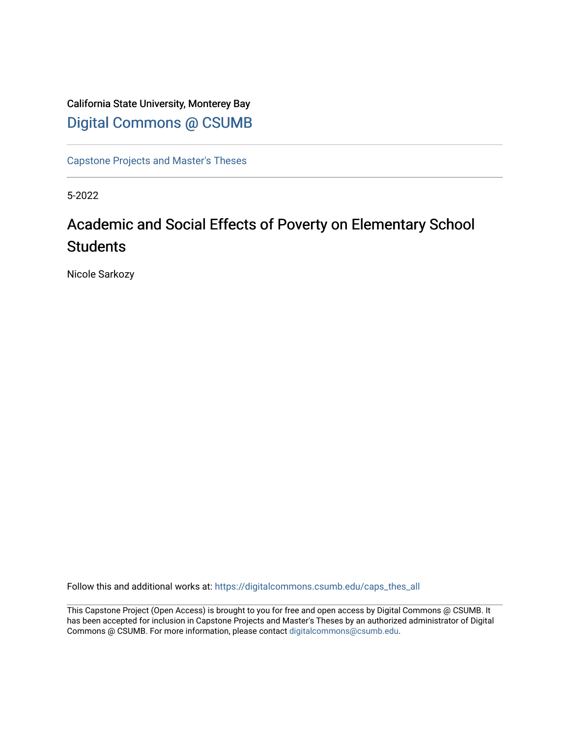California State University, Monterey Bay

[Digital Commons @ CSUMB](https://digitalcommons.csumb.edu/)

---

[Capstone Projects and Master's Theses](https://digitalcommons.csumb.edu/caps_thes_all)

---

5-2022

# Academic and Social Effects of Poverty on Elementary School Students

Nicole Sarkozy

Follow this and additional works at: https://digitalcommons.csumb.edu/caps_thes_all

---

This Capstone Project (Open Access) is brought to you for free and open access by Digital Commons @ CSUMB. It has been accepted for inclusion in Capstone Projects and Master's Theses by an authorized administrator of Digital Commons @ CSUMB. For more information, please contact digitalcommons@csumb.edu.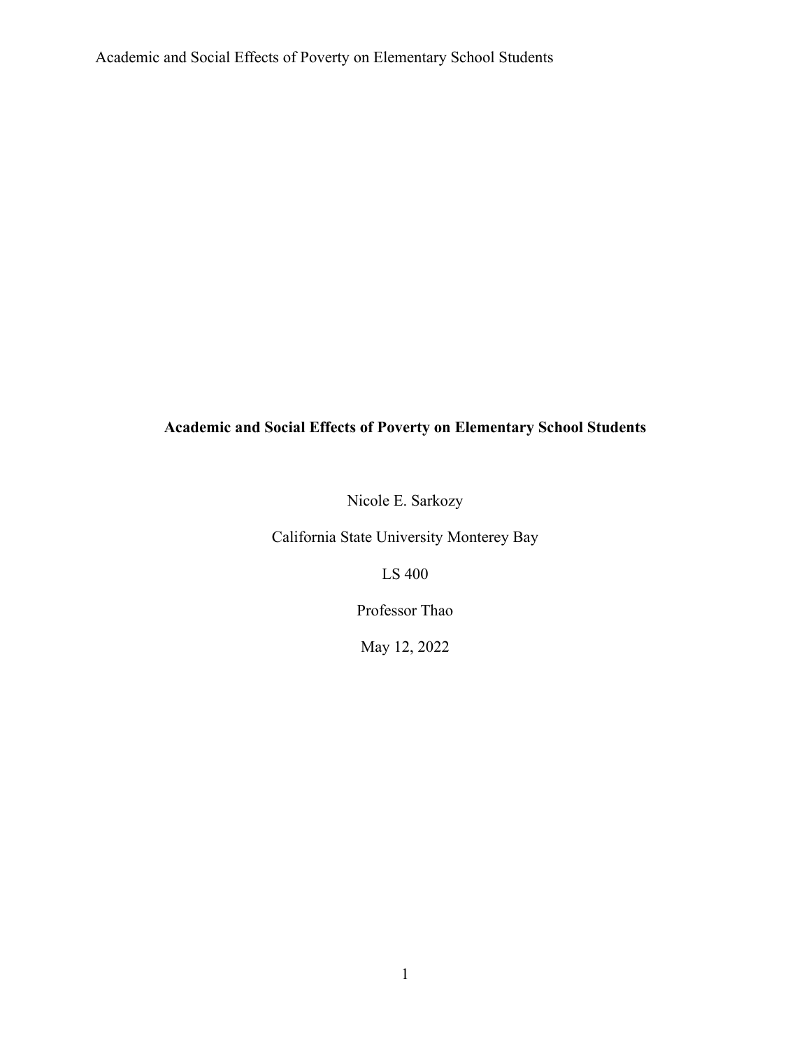**Academic and Social Effects of Poverty on Elementary School Students**

Nicole E. Sarkozy

California State University Monterey Bay

LS 400

Professor Thao

May 12, 2022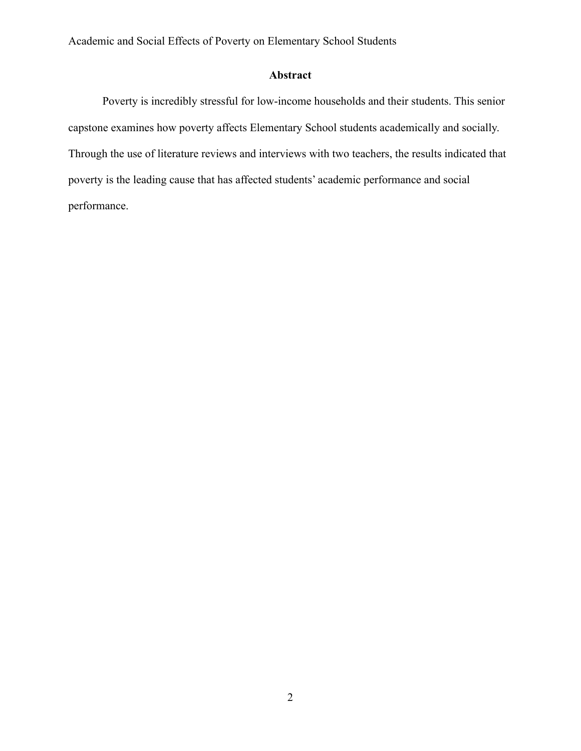## Abstract

Poverty is incredibly stressful for low-income households and their students. This senior capstone examines how poverty affects Elementary School students academically and socially. Through the use of literature reviews and interviews with two teachers, the results indicated that poverty is the leading cause that has affected students' academic performance and social performance.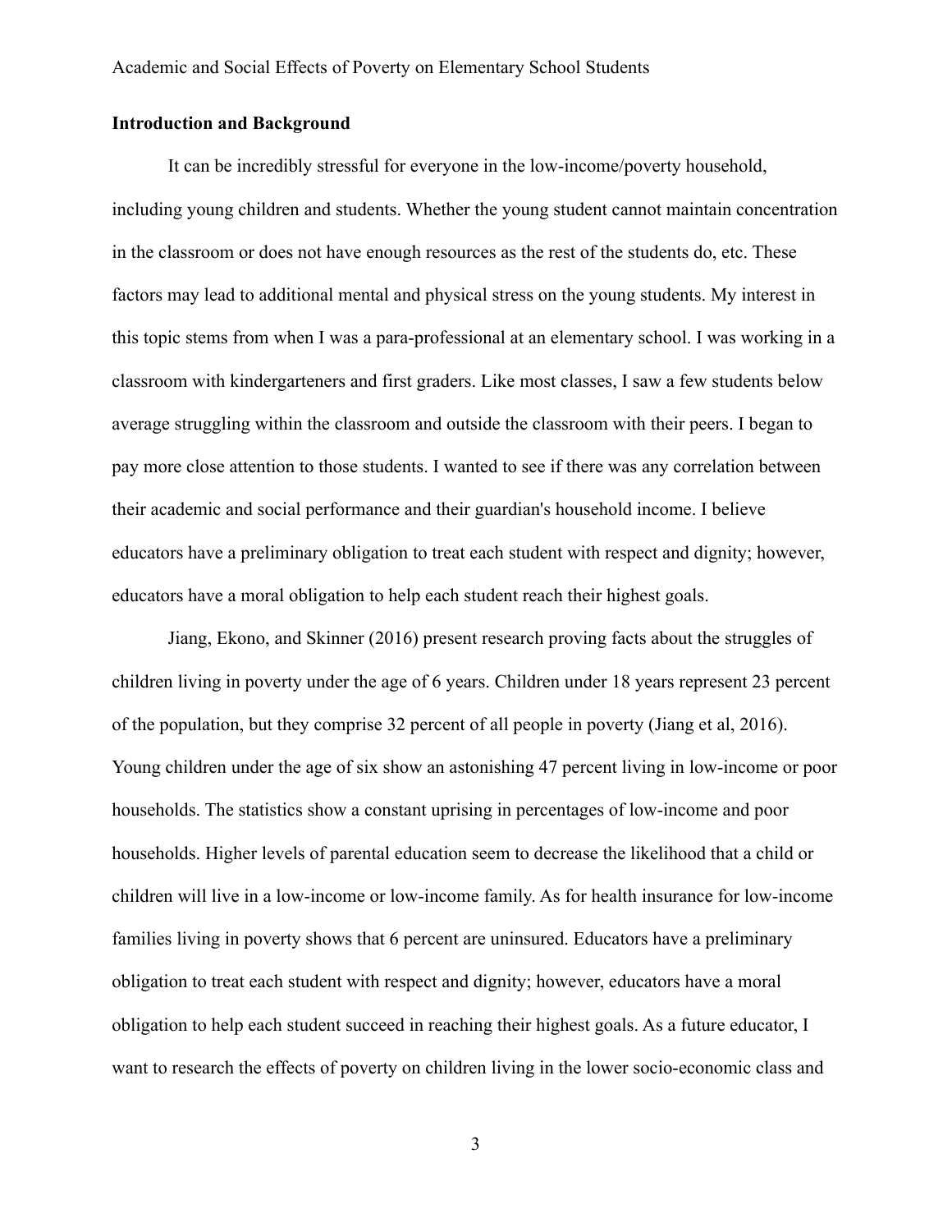**Introduction and Background**

It can be incredibly stressful for everyone in the low-income/poverty household, including young children and students. Whether the young student cannot maintain concentration in the classroom or does not have enough resources as the rest of the students do, etc. These factors may lead to additional mental and physical stress on the young students. My interest in this topic stems from when I was a para-professional at an elementary school. I was working in a classroom with kindergarteners and first graders. Like most classes, I saw a few students below average struggling within the classroom and outside the classroom with their peers. I began to pay more close attention to those students. I wanted to see if there was any correlation between their academic and social performance and their guardian's household income. I believe educators have a preliminary obligation to treat each student with respect and dignity; however, educators have a moral obligation to help each student reach their highest goals.

Jiang, Ekono, and Skinner (2016) present research proving facts about the struggles of children living in poverty under the age of 6 years. Children under 18 years represent 23 percent of the population, but they comprise 32 percent of all people in poverty (Jiang et al, 2016). Young children under the age of six show an astonishing 47 percent living in low-income or poor households. The statistics show a constant uprising in percentages of low-income and poor households. Higher levels of parental education seem to decrease the likelihood that a child or children will live in a low-income or low-income family. As for health insurance for low-income families living in poverty shows that 6 percent are uninsured. Educators have a preliminary obligation to treat each student with respect and dignity; however, educators have a moral obligation to help each student succeed in reaching their highest goals. As a future educator, I want to research the effects of poverty on children living in the lower socio-economic class and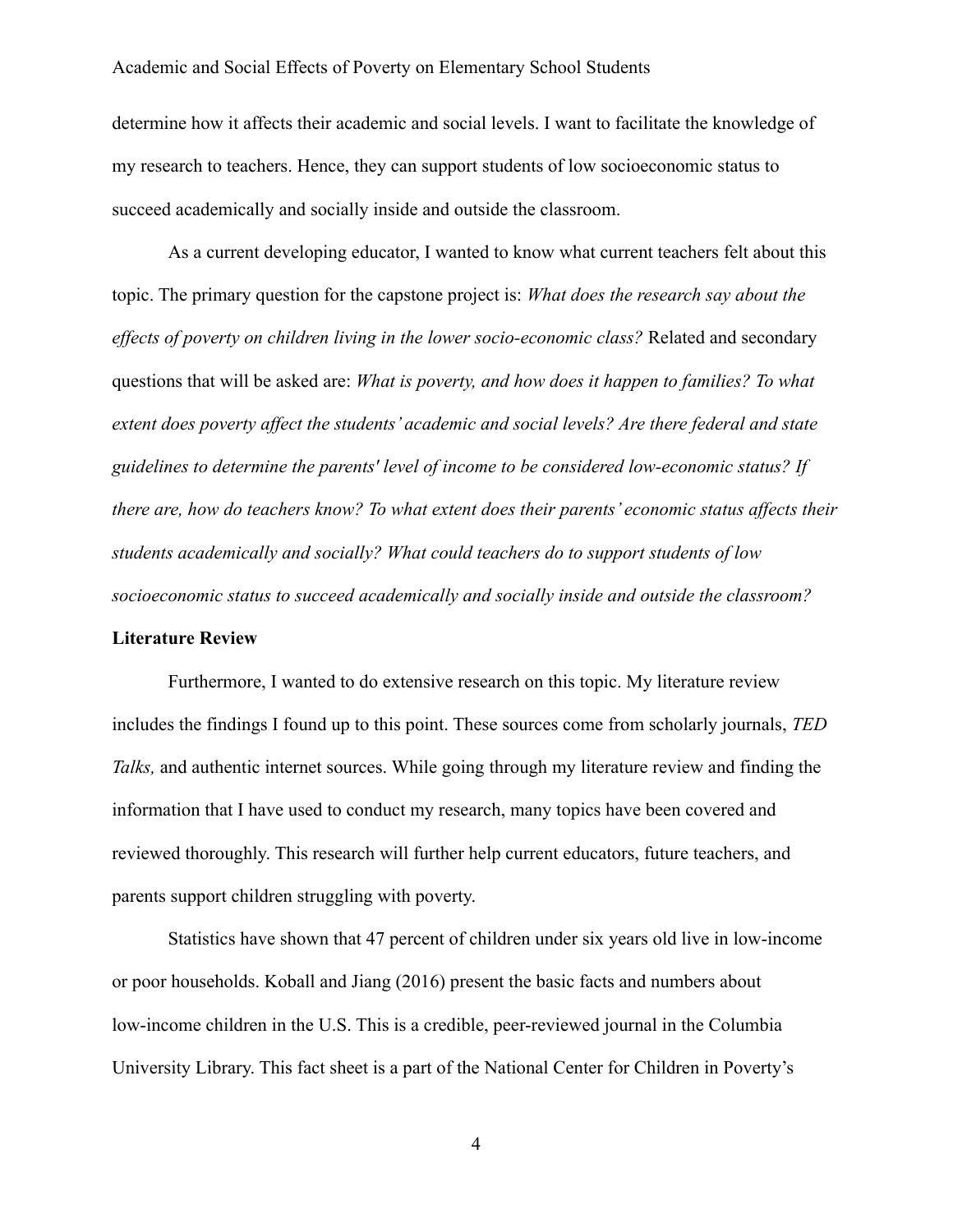determine how it affects their academic and social levels. I want to facilitate the knowledge of my research to teachers. Hence, they can support students of low socioeconomic status to succeed academically and socially inside and outside the classroom.

As a current developing educator, I wanted to know what current teachers felt about this topic. The primary question for the capstone project is: *What does the research say about the effects of poverty on children living in the lower socio-economic class?* Related and secondary questions that will be asked are: *What is poverty, and how does it happen to families? To what extent does poverty affect the students' academic and social levels? Are there federal and state guidelines to determine the parents' level of income to be considered low-economic status? If there are, how do teachers know? To what extent does their parents' economic status affects their students academically and socially? What could teachers do to support students of low socioeconomic status to succeed academically and socially inside and outside the classroom?*

## Literature Review

Furthermore, I wanted to do extensive research on this topic. My literature review includes the findings I found up to this point. These sources come from scholarly journals, *TED Talks,* and authentic internet sources. While going through my literature review and finding the information that I have used to conduct my research, many topics have been covered and reviewed thoroughly. This research will further help current educators, future teachers, and parents support children struggling with poverty.

Statistics have shown that 47 percent of children under six years old live in low-income or poor households. Koball and Jiang (2016) present the basic facts and numbers about low-income children in the U.S. This is a credible, peer-reviewed journal in the Columbia University Library. This fact sheet is a part of the National Center for Children in Poverty's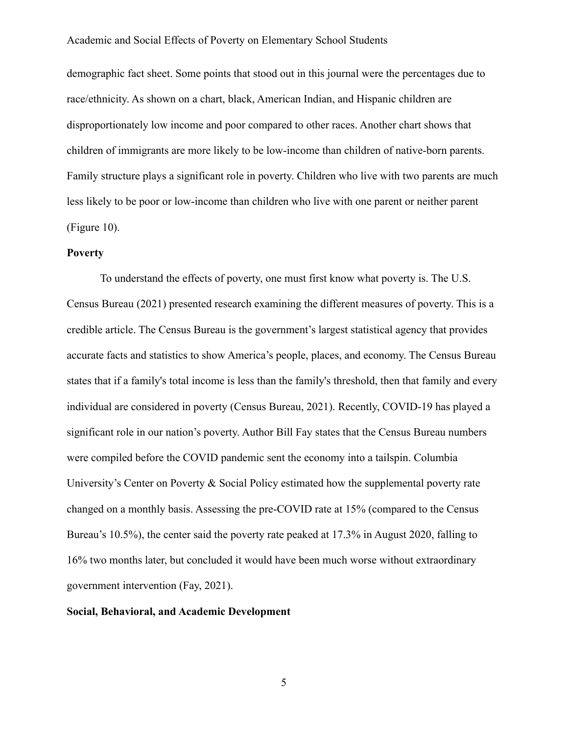demographic fact sheet. Some points that stood out in this journal were the percentages due to race/ethnicity. As shown on a chart, black, American Indian, and Hispanic children are disproportionately low income and poor compared to other races. Another chart shows that children of immigrants are more likely to be low-income than children of native-born parents. Family structure plays a significant role in poverty. Children who live with two parents are much less likely to be poor or low-income than children who live with one parent or neither parent (Figure 10).

**Poverty**

To understand the effects of poverty, one must first know what poverty is. The U.S. Census Bureau (2021) presented research examining the different measures of poverty. This is a credible article. The Census Bureau is the government's largest statistical agency that provides accurate facts and statistics to show America's people, places, and economy. The Census Bureau states that if a family's total income is less than the family's threshold, then that family and every individual are considered in poverty (Census Bureau, 2021). Recently, COVID-19 has played a significant role in our nation's poverty. Author Bill Fay states that the Census Bureau numbers were compiled before the COVID pandemic sent the economy into a tailspin. Columbia University's Center on Poverty & Social Policy estimated how the supplemental poverty rate changed on a monthly basis. Assessing the pre-COVID rate at 15% (compared to the Census Bureau's 10.5%), the center said the poverty rate peaked at 17.3% in August 2020, falling to 16% two months later, but concluded it would have been much worse without extraordinary government intervention (Fay, 2021).

**Social, Behavioral, and Academic Development**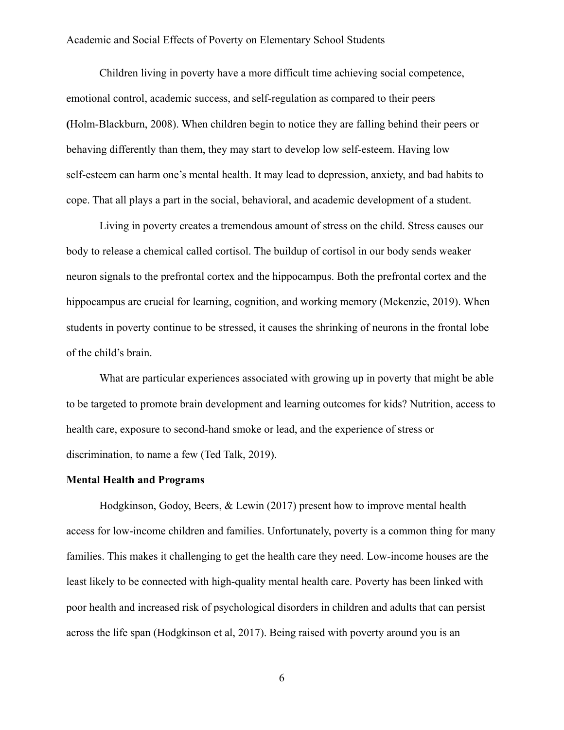Children living in poverty have a more difficult time achieving social competence, emotional control, academic success, and self-regulation as compared to their peers **(**Holm-Blackburn, 2008). When children begin to notice they are falling behind their peers or behaving differently than them, they may start to develop low self-esteem. Having low self-esteem can harm one's mental health. It may lead to depression, anxiety, and bad habits to cope. That all plays a part in the social, behavioral, and academic development of a student.

Living in poverty creates a tremendous amount of stress on the child. Stress causes our body to release a chemical called cortisol. The buildup of cortisol in our body sends weaker neuron signals to the prefrontal cortex and the hippocampus. Both the prefrontal cortex and the hippocampus are crucial for learning, cognition, and working memory (Mckenzie, 2019). When students in poverty continue to be stressed, it causes the shrinking of neurons in the frontal lobe of the child's brain.

What are particular experiences associated with growing up in poverty that might be able to be targeted to promote brain development and learning outcomes for kids? Nutrition, access to health care, exposure to second-hand smoke or lead, and the experience of stress or discrimination, to name a few (Ted Talk, 2019).

**Mental Health and Programs**

Hodgkinson, Godoy, Beers, & Lewin (2017) present how to improve mental health access for low-income children and families. Unfortunately, poverty is a common thing for many families. This makes it challenging to get the health care they need. Low-income houses are the least likely to be connected with high-quality mental health care. Poverty has been linked with poor health and increased risk of psychological disorders in children and adults that can persist across the life span (Hodgkinson et al, 2017). Being raised with poverty around you is an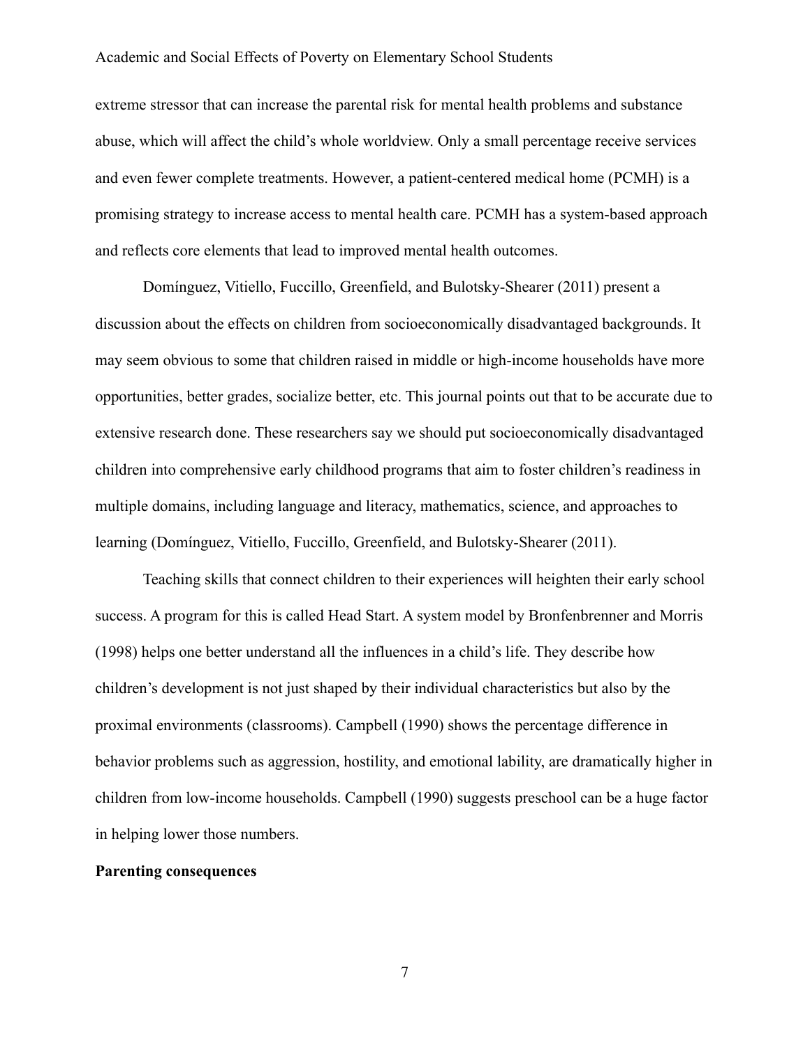extreme stressor that can increase the parental risk for mental health problems and substance abuse, which will affect the child's whole worldview. Only a small percentage receive services and even fewer complete treatments. However, a patient-centered medical home (PCMH) is a promising strategy to increase access to mental health care. PCMH has a system-based approach and reflects core elements that lead to improved mental health outcomes.

Domínguez, Vitiello, Fuccillo, Greenfield, and Bulotsky-Shearer (2011) present a discussion about the effects on children from socioeconomically disadvantaged backgrounds. It may seem obvious to some that children raised in middle or high-income households have more opportunities, better grades, socialize better, etc. This journal points out that to be accurate due to extensive research done. These researchers say we should put socioeconomically disadvantaged children into comprehensive early childhood programs that aim to foster children's readiness in multiple domains, including language and literacy, mathematics, science, and approaches to learning (Domínguez, Vitiello, Fuccillo, Greenfield, and Bulotsky-Shearer (2011).

Teaching skills that connect children to their experiences will heighten their early school success. A program for this is called Head Start. A system model by Bronfenbrenner and Morris (1998) helps one better understand all the influences in a child's life. They describe how children's development is not just shaped by their individual characteristics but also by the proximal environments (classrooms). Campbell (1990) shows the percentage difference in behavior problems such as aggression, hostility, and emotional lability, are dramatically higher in children from low-income households. Campbell (1990) suggests preschool can be a huge factor in helping lower those numbers.

**Parenting consequences**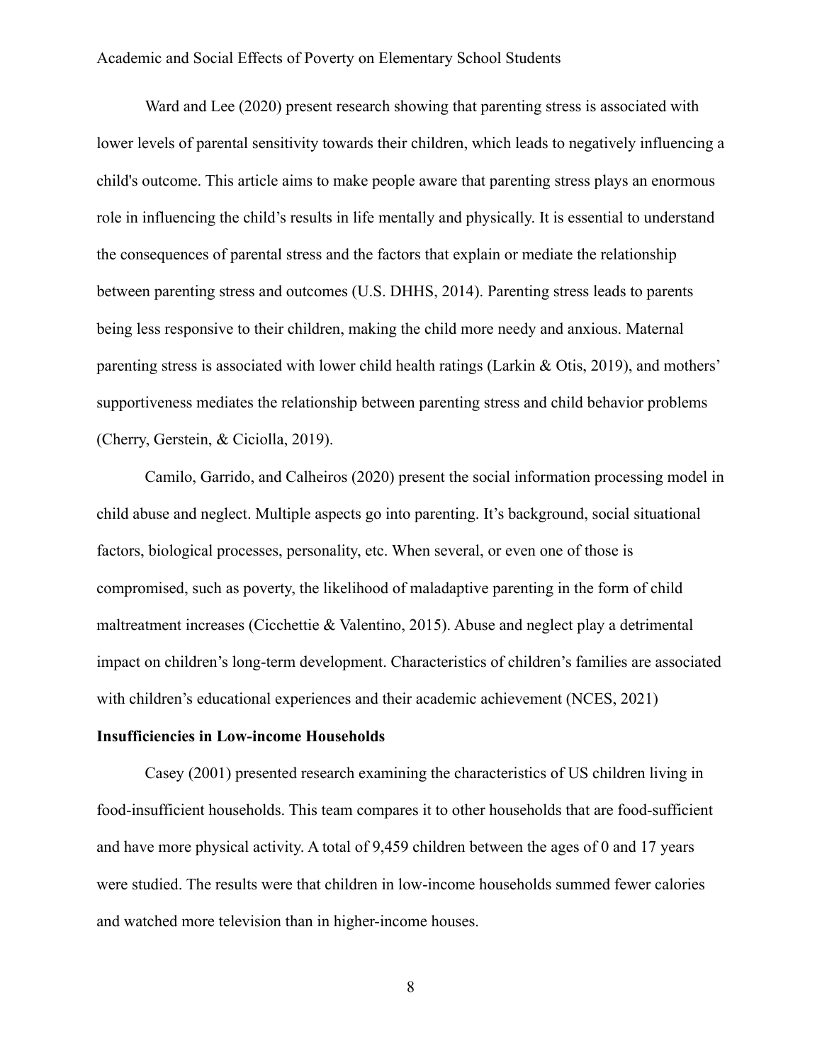Ward and Lee (2020) present research showing that parenting stress is associated with lower levels of parental sensitivity towards their children, which leads to negatively influencing a child's outcome. This article aims to make people aware that parenting stress plays an enormous role in influencing the child's results in life mentally and physically. It is essential to understand the consequences of parental stress and the factors that explain or mediate the relationship between parenting stress and outcomes (U.S. DHHS, 2014). Parenting stress leads to parents being less responsive to their children, making the child more needy and anxious. Maternal parenting stress is associated with lower child health ratings (Larkin & Otis, 2019), and mothers' supportiveness mediates the relationship between parenting stress and child behavior problems (Cherry, Gerstein, & Ciciolla, 2019).

Camilo, Garrido, and Calheiros (2020) present the social information processing model in child abuse and neglect. Multiple aspects go into parenting. It's background, social situational factors, biological processes, personality, etc. When several, or even one of those is compromised, such as poverty, the likelihood of maladaptive parenting in the form of child maltreatment increases (Cicchettie & Valentino, 2015). Abuse and neglect play a detrimental impact on children's long-term development. Characteristics of children's families are associated with children's educational experiences and their academic achievement (NCES, 2021)

**Insufficiencies in Low-income Households**

Casey (2001) presented research examining the characteristics of US children living in food-insufficient households. This team compares it to other households that are food-sufficient and have more physical activity. A total of 9,459 children between the ages of 0 and 17 years were studied. The results were that children in low-income households summed fewer calories and watched more television than in higher-income houses.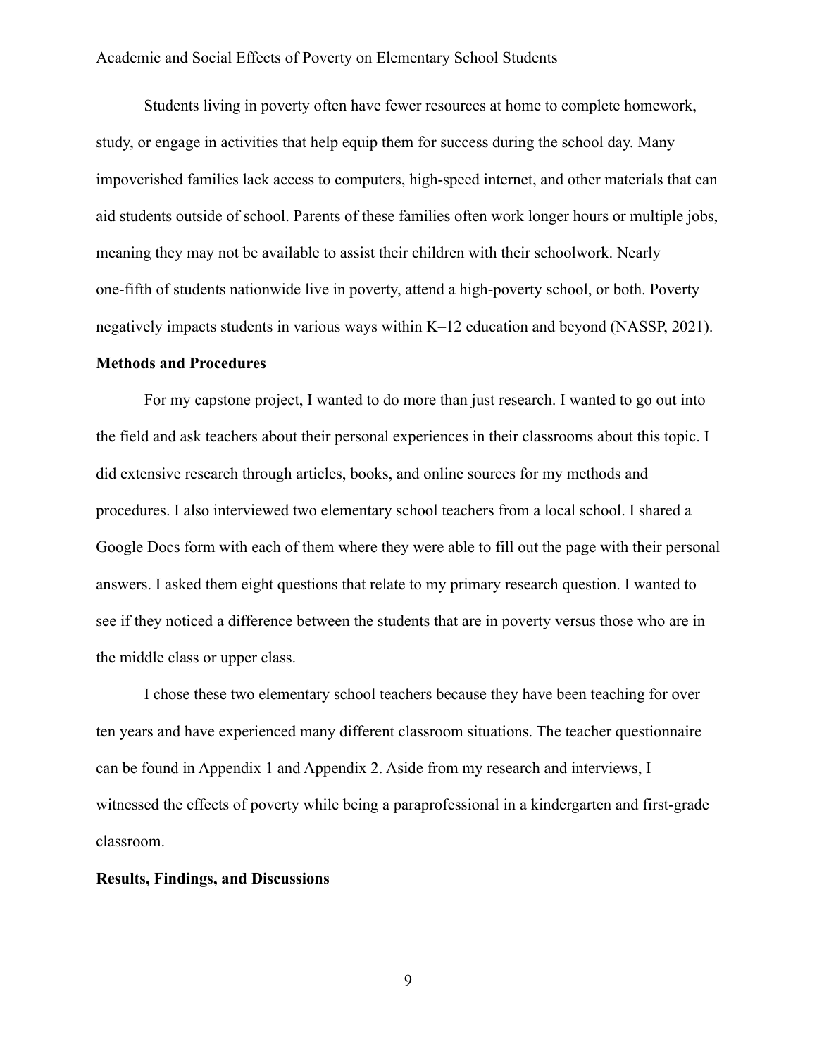Students living in poverty often have fewer resources at home to complete homework, study, or engage in activities that help equip them for success during the school day. Many impoverished families lack access to computers, high-speed internet, and other materials that can aid students outside of school. Parents of these families often work longer hours or multiple jobs, meaning they may not be available to assist their children with their schoolwork. Nearly one-fifth of students nationwide live in poverty, attend a high-poverty school, or both. Poverty negatively impacts students in various ways within K–12 education and beyond (NASSP, 2021).

**Methods and Procedures**

For my capstone project, I wanted to do more than just research. I wanted to go out into the field and ask teachers about their personal experiences in their classrooms about this topic. I did extensive research through articles, books, and online sources for my methods and procedures. I also interviewed two elementary school teachers from a local school. I shared a Google Docs form with each of them where they were able to fill out the page with their personal answers. I asked them eight questions that relate to my primary research question. I wanted to see if they noticed a difference between the students that are in poverty versus those who are in the middle class or upper class.

I chose these two elementary school teachers because they have been teaching for over ten years and have experienced many different classroom situations. The teacher questionnaire can be found in Appendix 1 and Appendix 2. Aside from my research and interviews, I witnessed the effects of poverty while being a paraprofessional in a kindergarten and first-grade classroom.

**Results, Findings, and Discussions**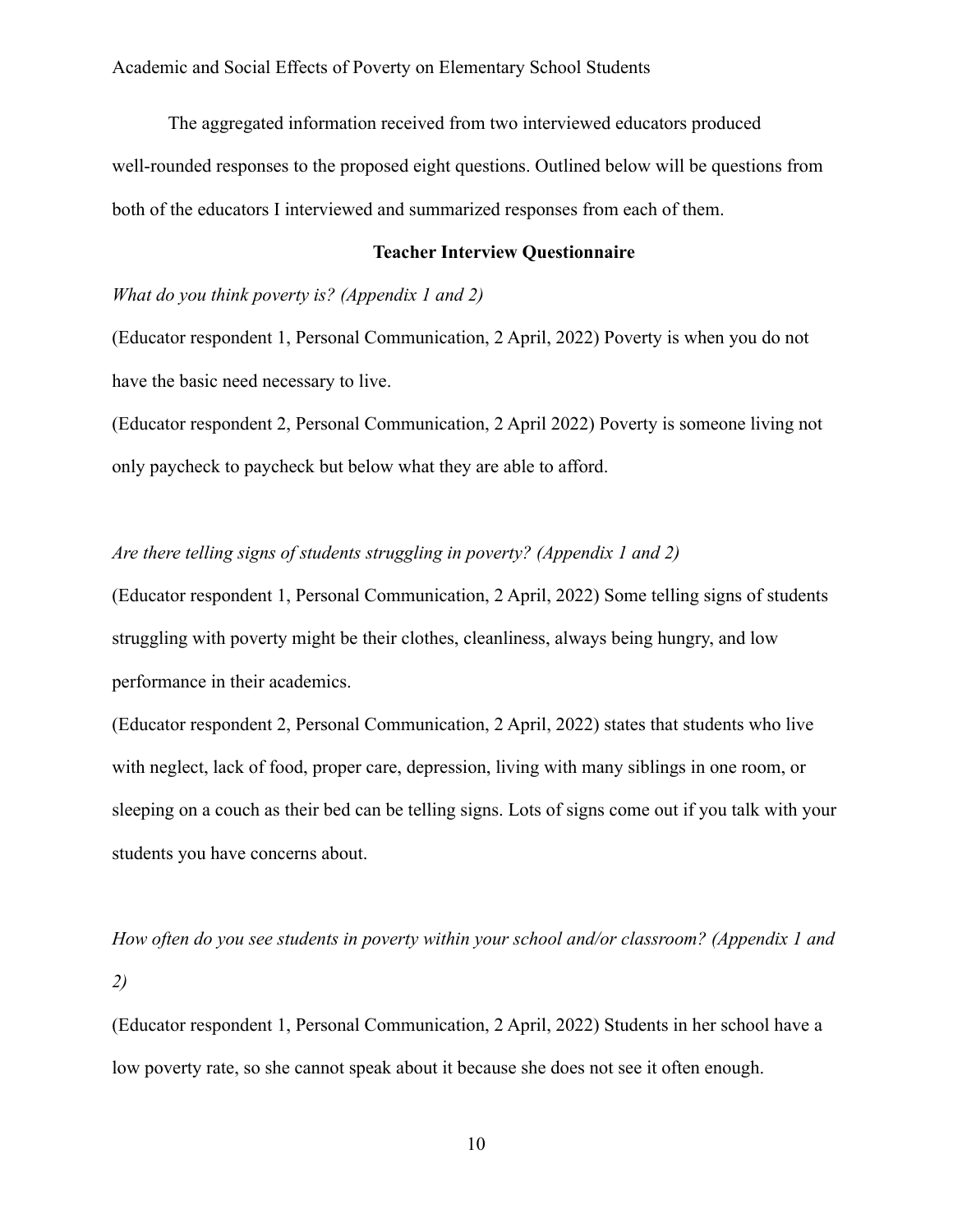The aggregated information received from two interviewed educators produced well-rounded responses to the proposed eight questions. Outlined below will be questions from both of the educators I interviewed and summarized responses from each of them.

**Teacher Interview Questionnaire**

*What do you think poverty is? (Appendix 1 and 2)*

(Educator respondent 1, Personal Communication, 2 April, 2022) Poverty is when you do not have the basic need necessary to live.

(Educator respondent 2, Personal Communication, 2 April 2022) Poverty is someone living not only paycheck to paycheck but below what they are able to afford.

*Are there telling signs of students struggling in poverty? (Appendix 1 and 2)*

(Educator respondent 1, Personal Communication, 2 April, 2022) Some telling signs of students struggling with poverty might be their clothes, cleanliness, always being hungry, and low performance in their academics.

(Educator respondent 2, Personal Communication, 2 April, 2022) states that students who live with neglect, lack of food, proper care, depression, living with many siblings in one room, or sleeping on a couch as their bed can be telling signs. Lots of signs come out if you talk with your students you have concerns about.

*How often do you see students in poverty within your school and/or classroom? (Appendix 1 and 2)*

(Educator respondent 1, Personal Communication, 2 April, 2022) Students in her school have a low poverty rate, so she cannot speak about it because she does not see it often enough.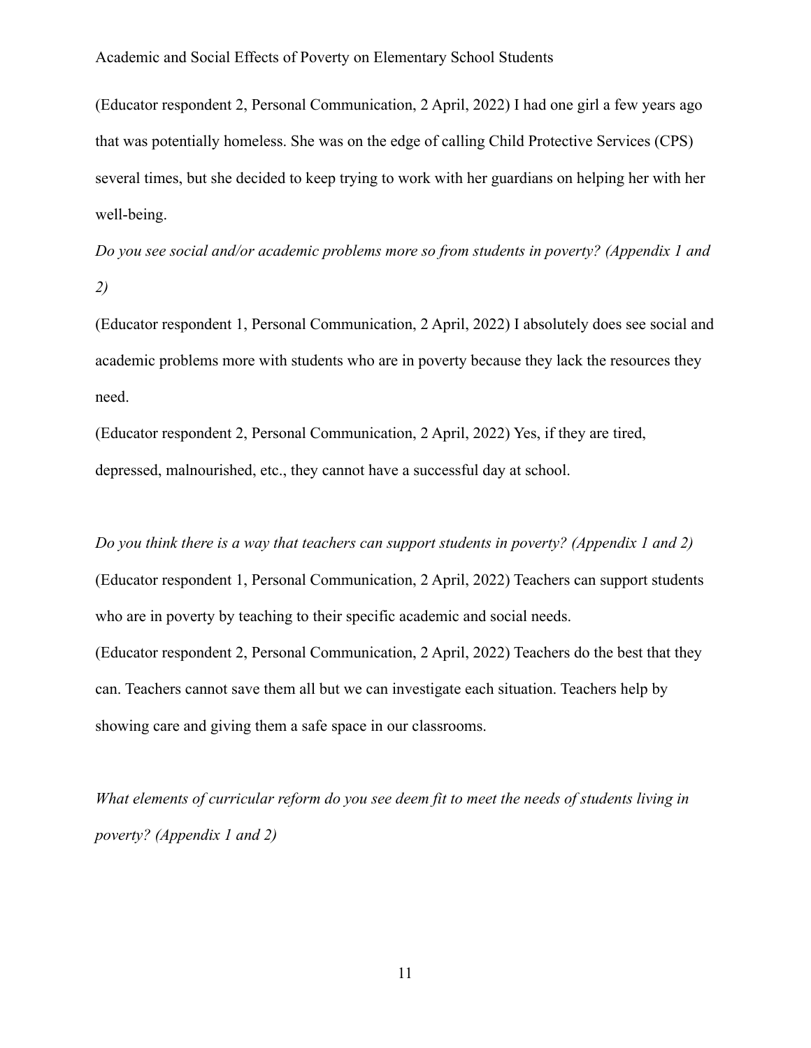(Educator respondent 2, Personal Communication, 2 April, 2022) I had one girl a few years ago that was potentially homeless. She was on the edge of calling Child Protective Services (CPS) several times, but she decided to keep trying to work with her guardians on helping her with her well-being.

*Do you see social and/or academic problems more so from students in poverty? (Appendix 1 and 2)*

(Educator respondent 1, Personal Communication, 2 April, 2022) I absolutely does see social and academic problems more with students who are in poverty because they lack the resources they need.

(Educator respondent 2, Personal Communication, 2 April, 2022) Yes, if they are tired, depressed, malnourished, etc., they cannot have a successful day at school.

*Do you think there is a way that teachers can support students in poverty? (Appendix 1 and 2)*

(Educator respondent 1, Personal Communication, 2 April, 2022) Teachers can support students who are in poverty by teaching to their specific academic and social needs.

(Educator respondent 2, Personal Communication, 2 April, 2022) Teachers do the best that they can. Teachers cannot save them all but we can investigate each situation. Teachers help by showing care and giving them a safe space in our classrooms.

*What elements of curricular reform do you see deem fit to meet the needs of students living in poverty? (Appendix 1 and 2)*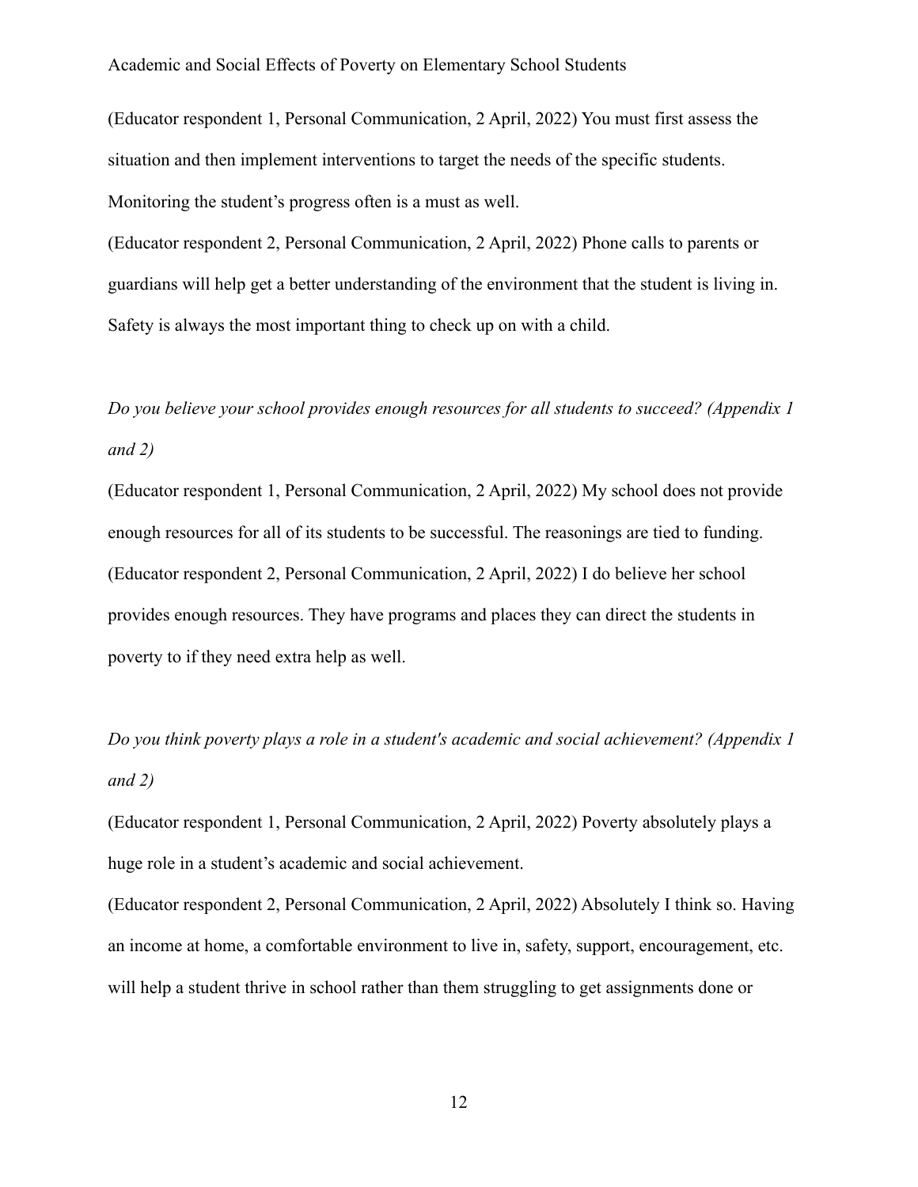(Educator respondent 1, Personal Communication, 2 April, 2022) You must first assess the situation and then implement interventions to target the needs of the specific students. Monitoring the student's progress often is a must as well.

(Educator respondent 2, Personal Communication, 2 April, 2022) Phone calls to parents or guardians will help get a better understanding of the environment that the student is living in. Safety is always the most important thing to check up on with a child.

*Do you believe your school provides enough resources for all students to succeed? (Appendix 1 and 2)*

(Educator respondent 1, Personal Communication, 2 April, 2022) My school does not provide enough resources for all of its students to be successful. The reasonings are tied to funding.

(Educator respondent 2, Personal Communication, 2 April, 2022) I do believe her school provides enough resources. They have programs and places they can direct the students in poverty to if they need extra help as well.

*Do you think poverty plays a role in a student's academic and social achievement? (Appendix 1 and 2)*

(Educator respondent 1, Personal Communication, 2 April, 2022) Poverty absolutely plays a huge role in a student's academic and social achievement.

(Educator respondent 2, Personal Communication, 2 April, 2022) Absolutely I think so. Having an income at home, a comfortable environment to live in, safety, support, encouragement, etc. will help a student thrive in school rather than them struggling to get assignments done or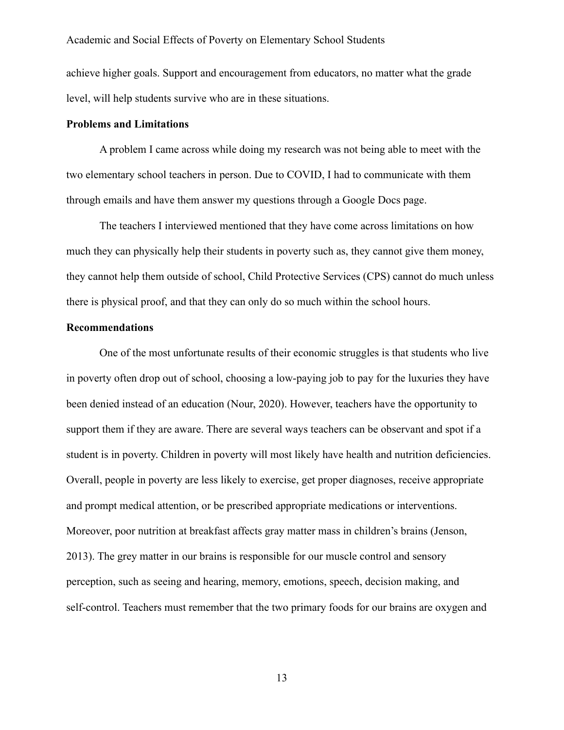achieve higher goals. Support and encouragement from educators, no matter what the grade level, will help students survive who are in these situations.

**Problems and Limitations**

A problem I came across while doing my research was not being able to meet with the two elementary school teachers in person. Due to COVID, I had to communicate with them through emails and have them answer my questions through a Google Docs page.

The teachers I interviewed mentioned that they have come across limitations on how much they can physically help their students in poverty such as, they cannot give them money, they cannot help them outside of school, Child Protective Services (CPS) cannot do much unless there is physical proof, and that they can only do so much within the school hours.

**Recommendations**

One of the most unfortunate results of their economic struggles is that students who live in poverty often drop out of school, choosing a low-paying job to pay for the luxuries they have been denied instead of an education (Nour, 2020). However, teachers have the opportunity to support them if they are aware. There are several ways teachers can be observant and spot if a student is in poverty. Children in poverty will most likely have health and nutrition deficiencies. Overall, people in poverty are less likely to exercise, get proper diagnoses, receive appropriate and prompt medical attention, or be prescribed appropriate medications or interventions. Moreover, poor nutrition at breakfast affects gray matter mass in children's brains (Jenson, 2013). The grey matter in our brains is responsible for our muscle control and sensory perception, such as seeing and hearing, memory, emotions, speech, decision making, and self-control. Teachers must remember that the two primary foods for our brains are oxygen and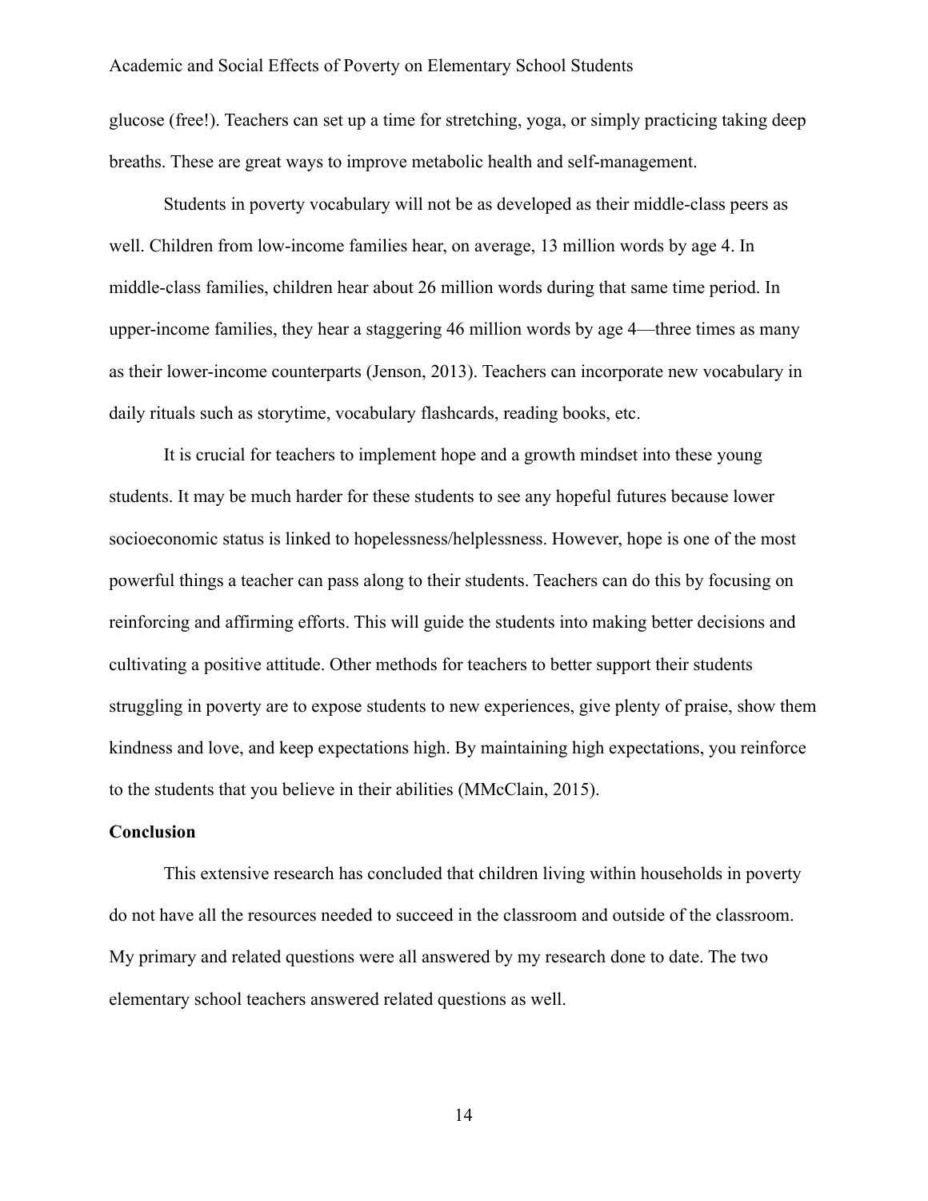glucose (free!). Teachers can set up a time for stretching, yoga, or simply practicing taking deep breaths. These are great ways to improve metabolic health and self-management.

Students in poverty vocabulary will not be as developed as their middle-class peers as well. Children from low-income families hear, on average, 13 million words by age 4. In middle-class families, children hear about 26 million words during that same time period. In upper-income families, they hear a staggering 46 million words by age 4—three times as many as their lower-income counterparts (Jenson, 2013). Teachers can incorporate new vocabulary in daily rituals such as storytime, vocabulary flashcards, reading books, etc.

It is crucial for teachers to implement hope and a growth mindset into these young students. It may be much harder for these students to see any hopeful futures because lower socioeconomic status is linked to hopelessness/helplessness. However, hope is one of the most powerful things a teacher can pass along to their students. Teachers can do this by focusing on reinforcing and affirming efforts. This will guide the students into making better decisions and cultivating a positive attitude. Other methods for teachers to better support their students struggling in poverty are to expose students to new experiences, give plenty of praise, show them kindness and love, and keep expectations high. By maintaining high expectations, you reinforce to the students that you believe in their abilities (MMcClain, 2015).

**Conclusion**

This extensive research has concluded that children living within households in poverty do not have all the resources needed to succeed in the classroom and outside of the classroom. My primary and related questions were all answered by my research done to date. The two elementary school teachers answered related questions as well.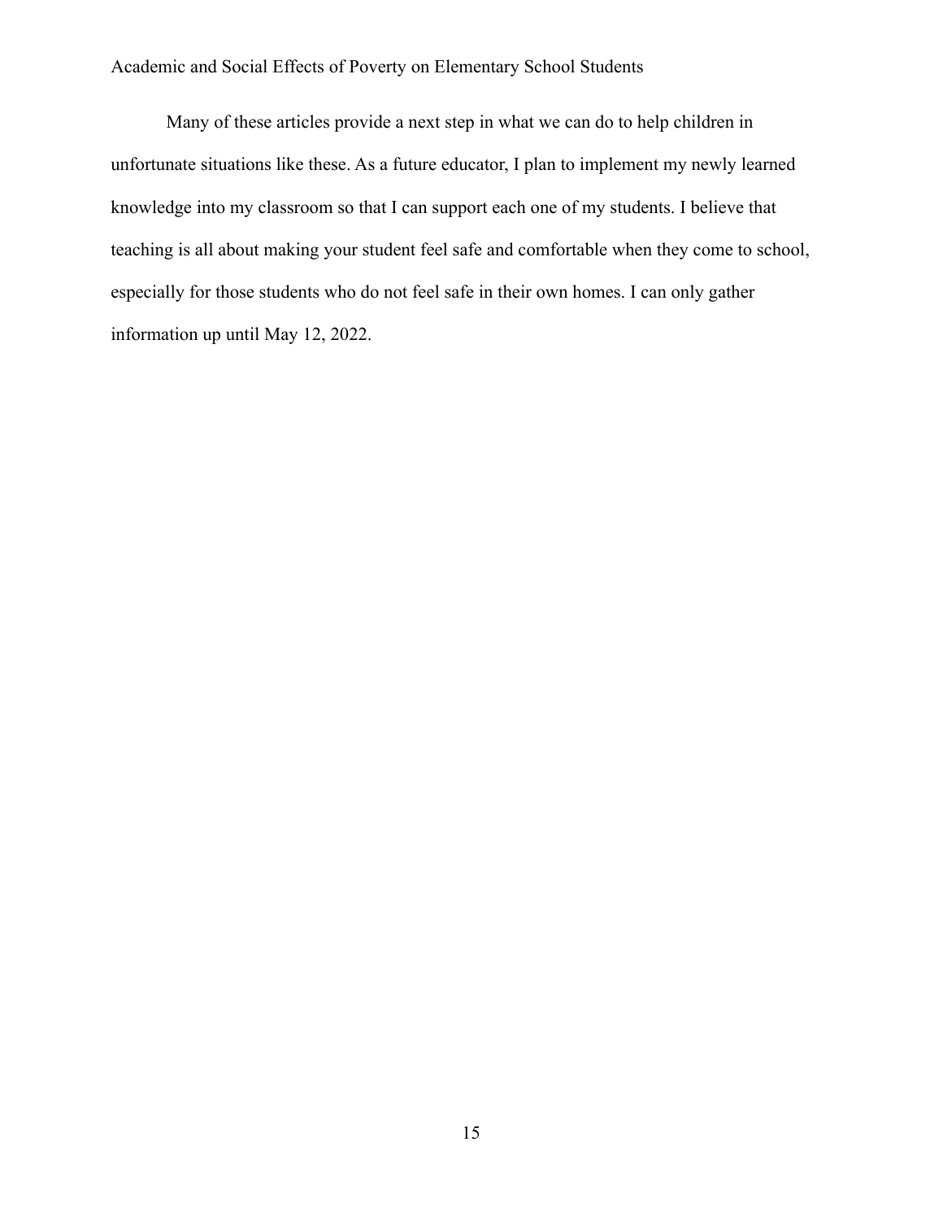Many of these articles provide a next step in what we can do to help children in unfortunate situations like these. As a future educator, I plan to implement my newly learned knowledge into my classroom so that I can support each one of my students. I believe that teaching is all about making your student feel safe and comfortable when they come to school, especially for those students who do not feel safe in their own homes. I can only gather information up until May 12, 2022.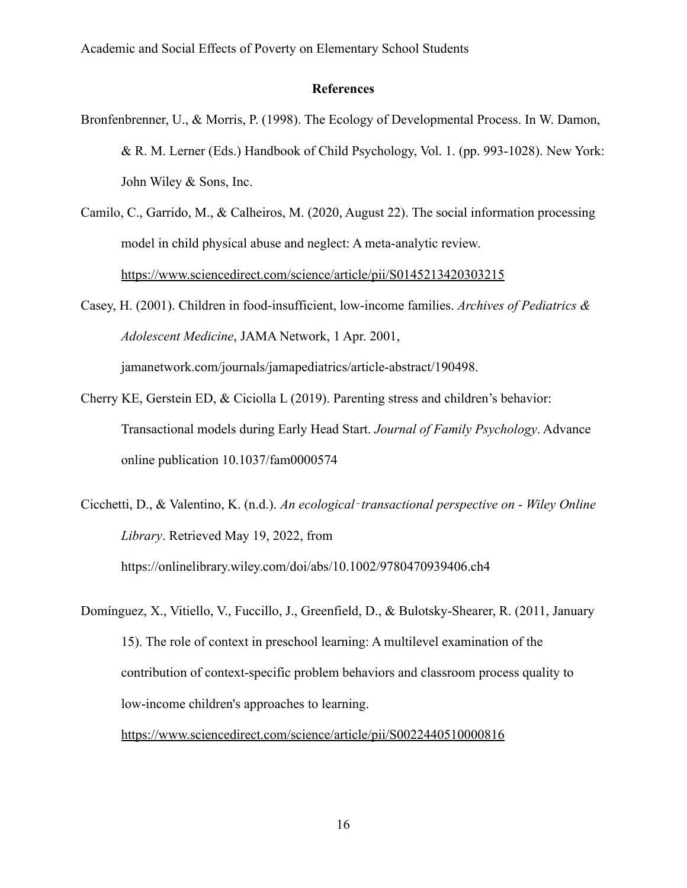## References

Bronfenbrenner, U., & Morris, P. (1998). The Ecology of Developmental Process. In W. Damon, & R. M. Lerner (Eds.) Handbook of Child Psychology, Vol. 1. (pp. 993-1028). New York: John Wiley & Sons, Inc.

Camilo, C., Garrido, M., & Calheiros, M. (2020, August 22). The social information processing model in child physical abuse and neglect: A meta-analytic review. https://www.sciencedirect.com/science/article/pii/S0145213420303215

Casey, H. (2001). Children in food-insufficient, low-income families. *Archives of Pediatrics & Adolescent Medicine*, JAMA Network, 1 Apr. 2001, jamanetwork.com/journals/jamapediatrics/article-abstract/190498.

Cherry KE, Gerstein ED, & Ciciolla L (2019). Parenting stress and children's behavior: Transactional models during Early Head Start. *Journal of Family Psychology*. Advance online publication 10.1037/fam0000574

Cicchetti, D., & Valentino, K. (n.d.). *An ecological‐transactional perspective on - Wiley Online Library*. Retrieved May 19, 2022, from https://onlinelibrary.wiley.com/doi/abs/10.1002/9780470939406.ch4

Domínguez, X., Vitiello, V., Fuccillo, J., Greenfield, D., & Bulotsky-Shearer, R. (2011, January 15). The role of context in preschool learning: A multilevel examination of the contribution of context-specific problem behaviors and classroom process quality to low-income children's approaches to learning. https://www.sciencedirect.com/science/article/pii/S0022440510000816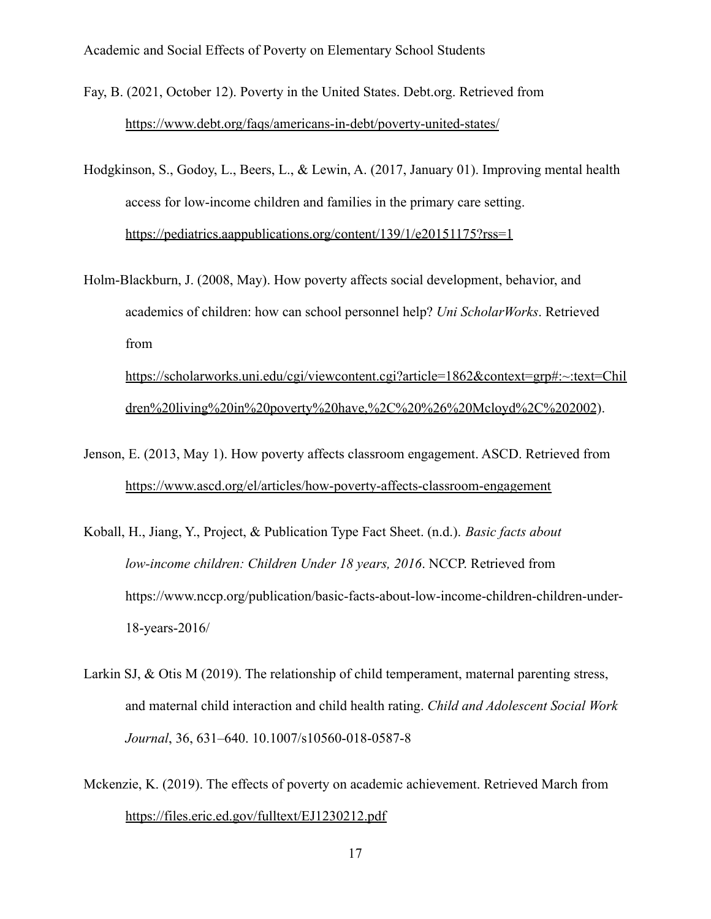Fay, B. (2021, October 12). Poverty in the United States. Debt.org. Retrieved from https://www.debt.org/faqs/americans-in-debt/poverty-united-states/

Hodgkinson, S., Godoy, L., Beers, L., & Lewin, A. (2017, January 01). Improving mental health access for low-income children and families in the primary care setting. https://pediatrics.aappublications.org/content/139/1/e20151175?rss=1

Holm-Blackburn, J. (2008, May). How poverty affects social development, behavior, and academics of children: how can school personnel help? *Uni ScholarWorks*. Retrieved from https://scholarworks.uni.edu/cgi/viewcontent.cgi?article=1862&context=grp#:~:text=Children%20living%20in%20poverty%20have,%2C%20%26%20Mcloyd%2C%202002).

Jenson, E. (2013, May 1). How poverty affects classroom engagement. ASCD. Retrieved from https://www.ascd.org/el/articles/how-poverty-affects-classroom-engagement

Koball, H., Jiang, Y., Project, & Publication Type Fact Sheet. (n.d.). *Basic facts about low-income children: Children Under 18 years, 2016*. NCCP. Retrieved from https://www.nccp.org/publication/basic-facts-about-low-income-children-children-under-18-years-2016/

Larkin SJ, & Otis M (2019). The relationship of child temperament, maternal parenting stress, and maternal child interaction and child health rating. *Child and Adolescent Social Work Journal*, 36, 631–640. 10.1007/s10560-018-0587-8

Mckenzie, K. (2019). The effects of poverty on academic achievement. Retrieved March from https://files.eric.ed.gov/fulltext/EJ1230212.pdf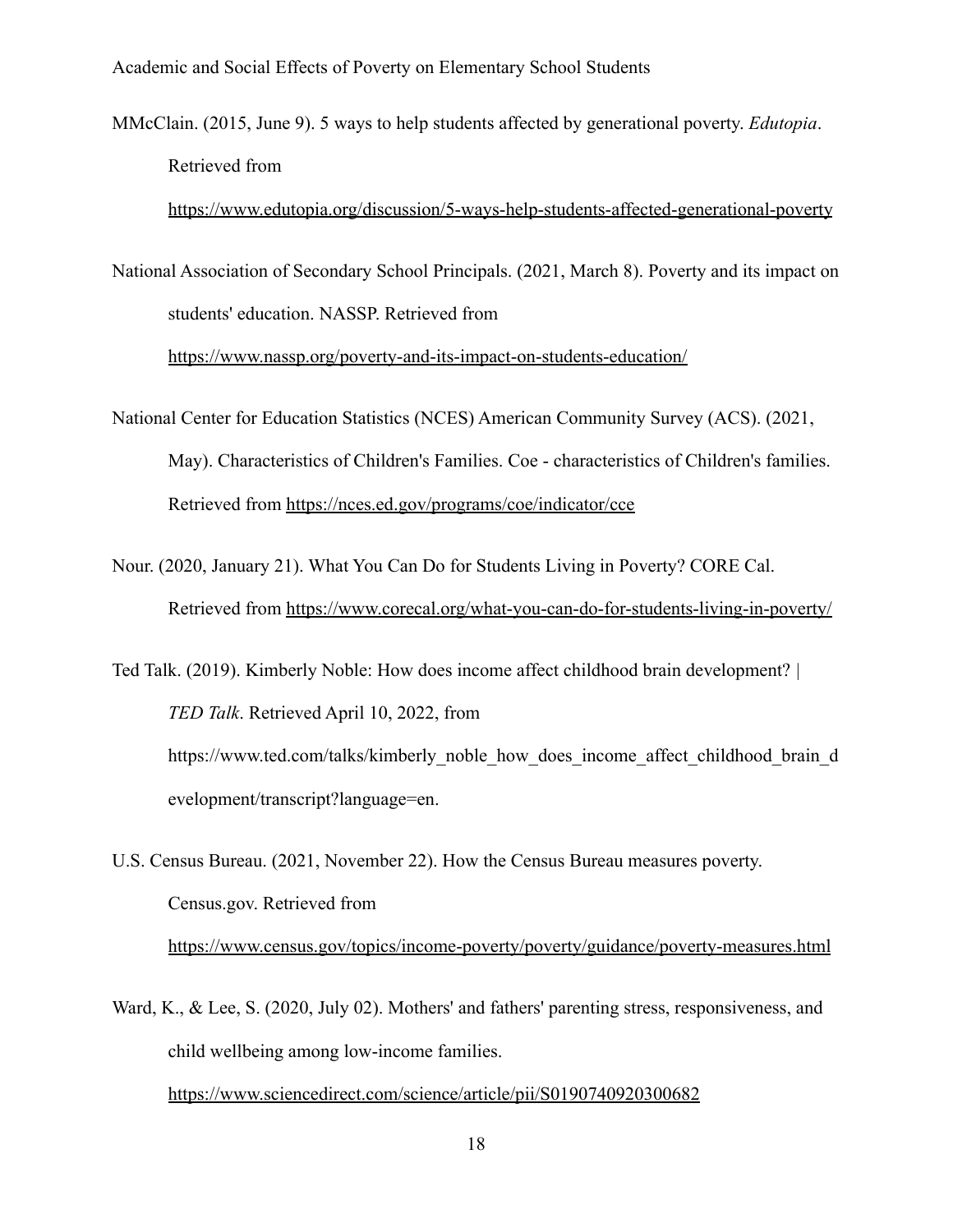MMcClain. (2015, June 9). 5 ways to help students affected by generational poverty. *Edutopia*. Retrieved from https://www.edutopia.org/discussion/5-ways-help-students-affected-generational-poverty

National Association of Secondary School Principals. (2021, March 8). Poverty and its impact on students' education. NASSP. Retrieved from https://www.nassp.org/poverty-and-its-impact-on-students-education/

National Center for Education Statistics (NCES) American Community Survey (ACS). (2021, May). Characteristics of Children's Families. Coe - characteristics of Children's families. Retrieved from https://nces.ed.gov/programs/coe/indicator/cce

Nour. (2020, January 21). What You Can Do for Students Living in Poverty? CORE Cal. Retrieved from https://www.corecal.org/what-you-can-do-for-students-living-in-poverty/

Ted Talk. (2019). Kimberly Noble: How does income affect childhood brain development? | *TED Talk*. Retrieved April 10, 2022, from https://www.ted.com/talks/kimberly_noble_how_does_income_affect_childhood_brain_development/transcript?language=en.

U.S. Census Bureau. (2021, November 22). How the Census Bureau measures poverty. Census.gov. Retrieved from https://www.census.gov/topics/income-poverty/poverty/guidance/poverty-measures.html

Ward, K., & Lee, S. (2020, July 02). Mothers' and fathers' parenting stress, responsiveness, and child wellbeing among low-income families. https://www.sciencedirect.com/science/article/pii/S0190740920300682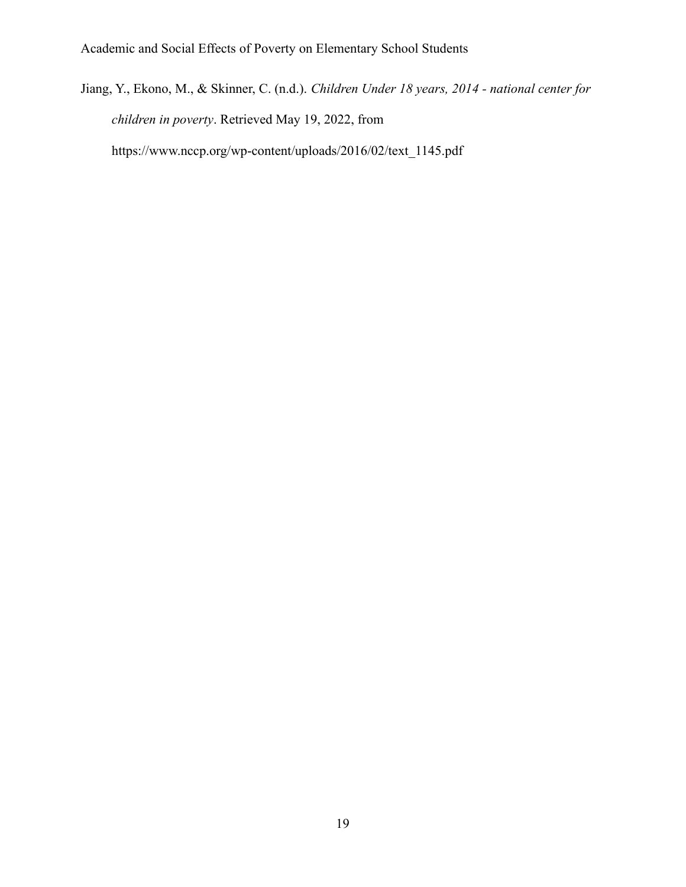Jiang, Y., Ekono, M., & Skinner, C. (n.d.). *Children Under 18 years, 2014 - national center for children in poverty*. Retrieved May 19, 2022, from https://www.nccp.org/wp-content/uploads/2016/02/text_1145.pdf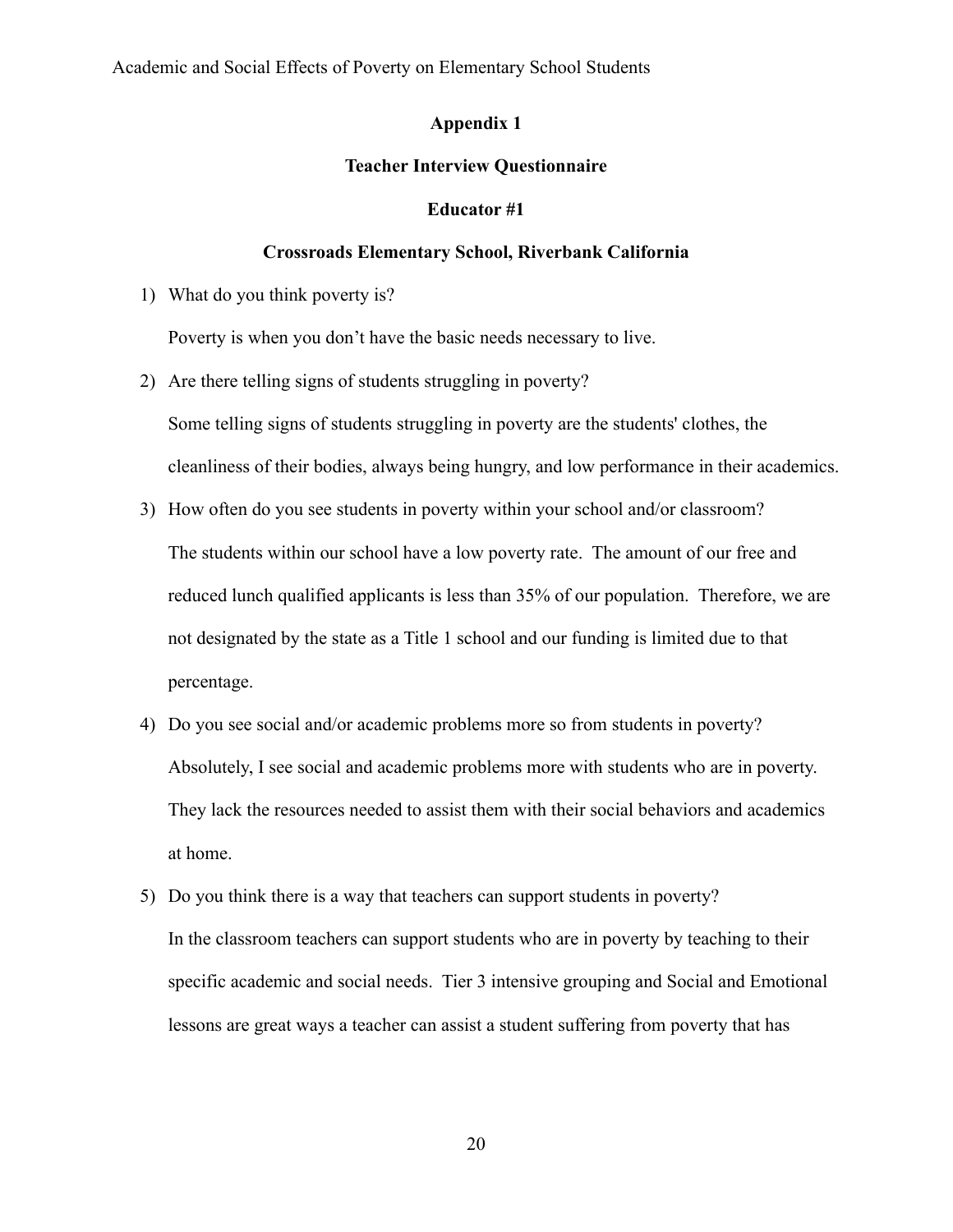**Appendix 1**

**Teacher Interview Questionnaire**

**Educator #1**

**Crossroads Elementary School, Riverbank California**

1) What do you think poverty is?

   Poverty is when you don't have the basic needs necessary to live.

2) Are there telling signs of students struggling in poverty?

   Some telling signs of students struggling in poverty are the students' clothes, the cleanliness of their bodies, always being hungry, and low performance in their academics.

3) How often do you see students in poverty within your school and/or classroom?

   The students within our school have a low poverty rate. The amount of our free and reduced lunch qualified applicants is less than 35% of our population. Therefore, we are not designated by the state as a Title 1 school and our funding is limited due to that percentage.

4) Do you see social and/or academic problems more so from students in poverty?

   Absolutely, I see social and academic problems more with students who are in poverty. They lack the resources needed to assist them with their social behaviors and academics at home.

5) Do you think there is a way that teachers can support students in poverty?

   In the classroom teachers can support students who are in poverty by teaching to their specific academic and social needs. Tier 3 intensive grouping and Social and Emotional lessons are great ways a teacher can assist a student suffering from poverty that has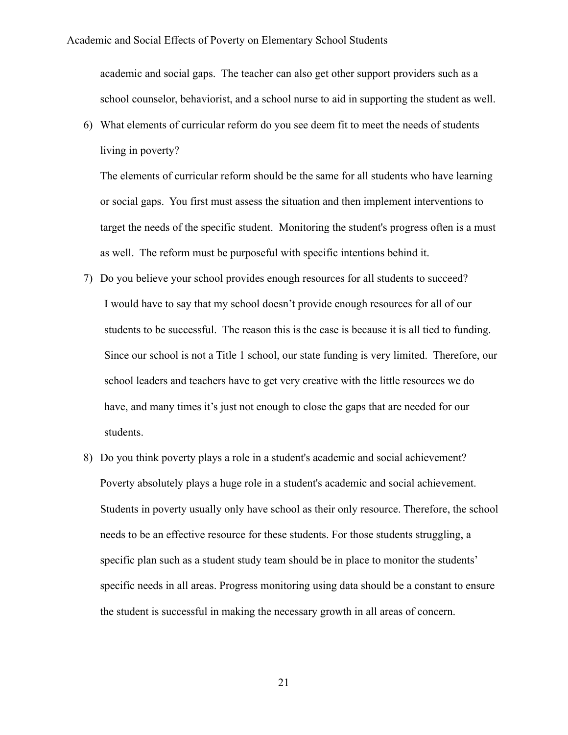academic and social gaps. The teacher can also get other support providers such as a school counselor, behaviorist, and a school nurse to aid in supporting the student as well.

6) What elements of curricular reform do you see deem fit to meet the needs of students living in poverty?

   The elements of curricular reform should be the same for all students who have learning or social gaps. You first must assess the situation and then implement interventions to target the needs of the specific student. Monitoring the student's progress often is a must as well. The reform must be purposeful with specific intentions behind it.

7) Do you believe your school provides enough resources for all students to succeed?

   I would have to say that my school doesn't provide enough resources for all of our students to be successful. The reason this is the case is because it is all tied to funding. Since our school is not a Title 1 school, our state funding is very limited. Therefore, our school leaders and teachers have to get very creative with the little resources we do have, and many times it's just not enough to close the gaps that are needed for our students.

8) Do you think poverty plays a role in a student's academic and social achievement?

   Poverty absolutely plays a huge role in a student's academic and social achievement. Students in poverty usually only have school as their only resource. Therefore, the school needs to be an effective resource for these students. For those students struggling, a specific plan such as a student study team should be in place to monitor the students' specific needs in all areas. Progress monitoring using data should be a constant to ensure the student is successful in making the necessary growth in all areas of concern.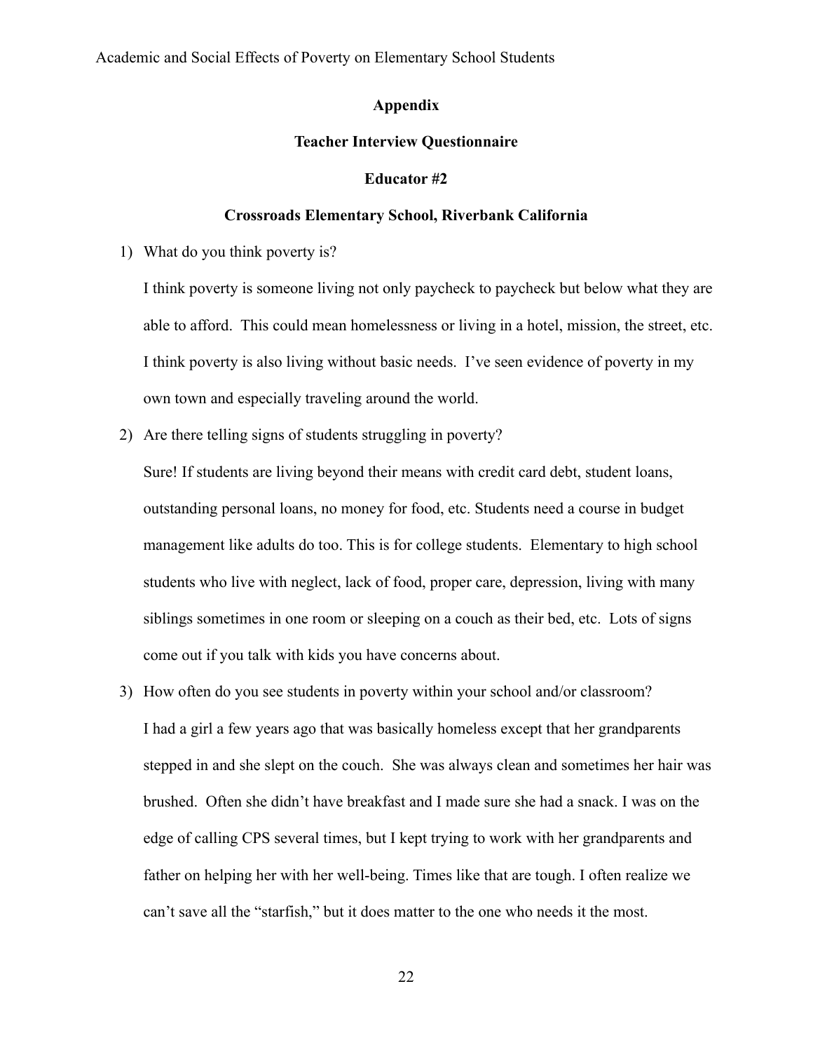## Appendix

### Teacher Interview Questionnaire

### Educator #2

### Crossroads Elementary School, Riverbank California

1) What do you think poverty is?

   I think poverty is someone living not only paycheck to paycheck but below what they are able to afford. This could mean homelessness or living in a hotel, mission, the street, etc. I think poverty is also living without basic needs. I've seen evidence of poverty in my own town and especially traveling around the world.

2) Are there telling signs of students struggling in poverty?

   Sure! If students are living beyond their means with credit card debt, student loans, outstanding personal loans, no money for food, etc. Students need a course in budget management like adults do too. This is for college students. Elementary to high school students who live with neglect, lack of food, proper care, depression, living with many siblings sometimes in one room or sleeping on a couch as their bed, etc. Lots of signs come out if you talk with kids you have concerns about.

3) How often do you see students in poverty within your school and/or classroom?

   I had a girl a few years ago that was basically homeless except that her grandparents stepped in and she slept on the couch. She was always clean and sometimes her hair was brushed. Often she didn't have breakfast and I made sure she had a snack. I was on the edge of calling CPS several times, but I kept trying to work with her grandparents and father on helping her with her well-being. Times like that are tough. I often realize we can't save all the "starfish," but it does matter to the one who needs it the most.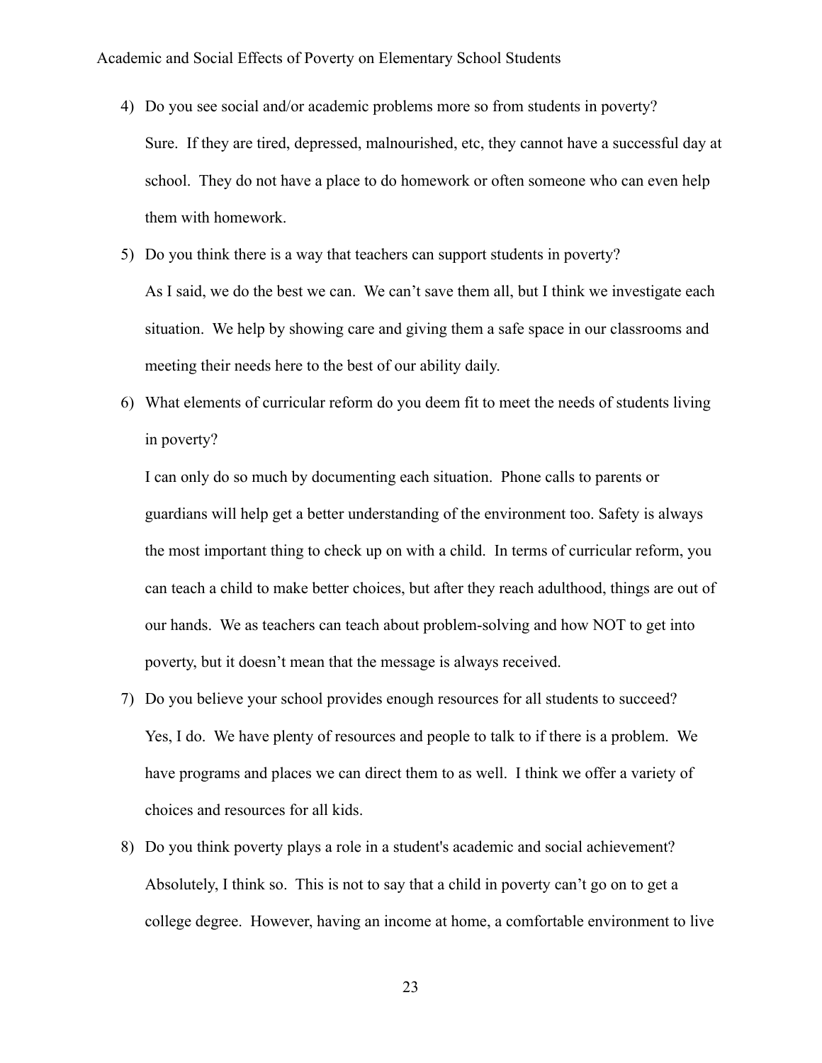4) Do you see social and/or academic problems more so from students in poverty?

   Sure. If they are tired, depressed, malnourished, etc, they cannot have a successful day at school. They do not have a place to do homework or often someone who can even help them with homework.

5) Do you think there is a way that teachers can support students in poverty?

   As I said, we do the best we can. We can't save them all, but I think we investigate each situation. We help by showing care and giving them a safe space in our classrooms and meeting their needs here to the best of our ability daily.

6) What elements of curricular reform do you deem fit to meet the needs of students living in poverty?

   I can only do so much by documenting each situation. Phone calls to parents or guardians will help get a better understanding of the environment too. Safety is always the most important thing to check up on with a child. In terms of curricular reform, you can teach a child to make better choices, but after they reach adulthood, things are out of our hands. We as teachers can teach about problem-solving and how NOT to get into poverty, but it doesn't mean that the message is always received.

7) Do you believe your school provides enough resources for all students to succeed?

   Yes, I do. We have plenty of resources and people to talk to if there is a problem. We have programs and places we can direct them to as well. I think we offer a variety of choices and resources for all kids.

8) Do you think poverty plays a role in a student's academic and social achievement?

   Absolutely, I think so. This is not to say that a child in poverty can't go on to get a college degree. However, having an income at home, a comfortable environment to live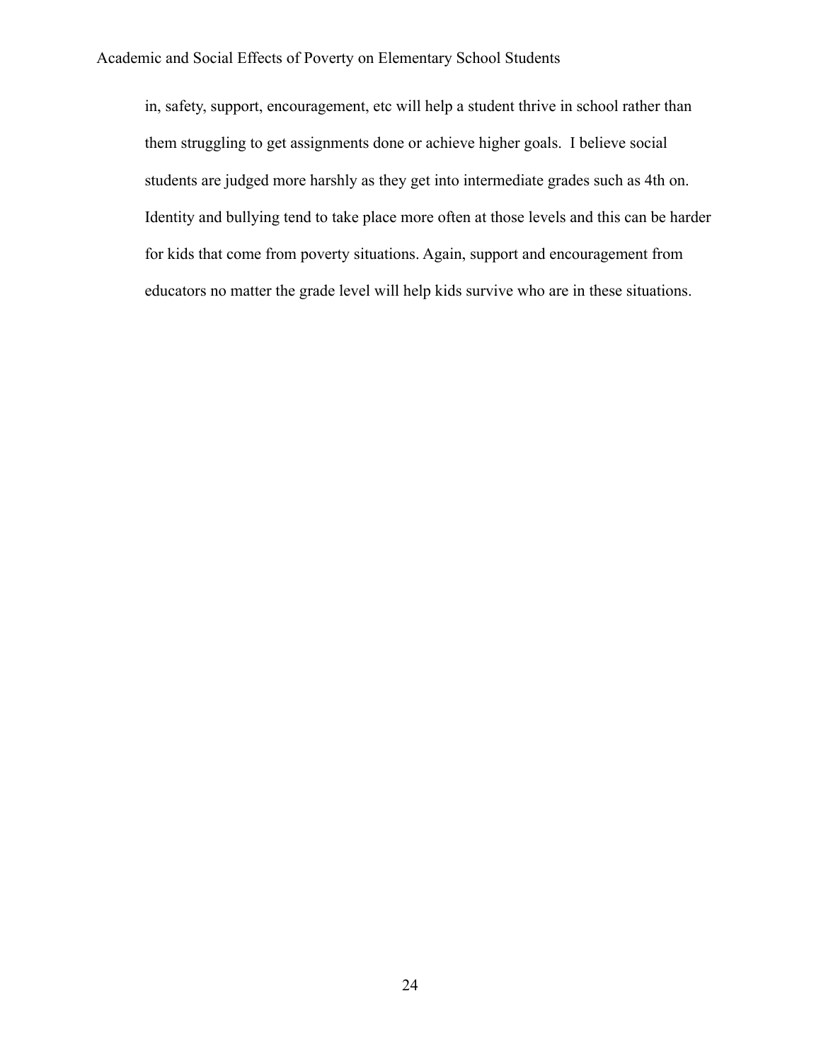in, safety, support, encouragement, etc will help a student thrive in school rather than them struggling to get assignments done or achieve higher goals. I believe social students are judged more harshly as they get into intermediate grades such as 4th on. Identity and bullying tend to take place more often at those levels and this can be harder for kids that come from poverty situations. Again, support and encouragement from educators no matter the grade level will help kids survive who are in these situations.